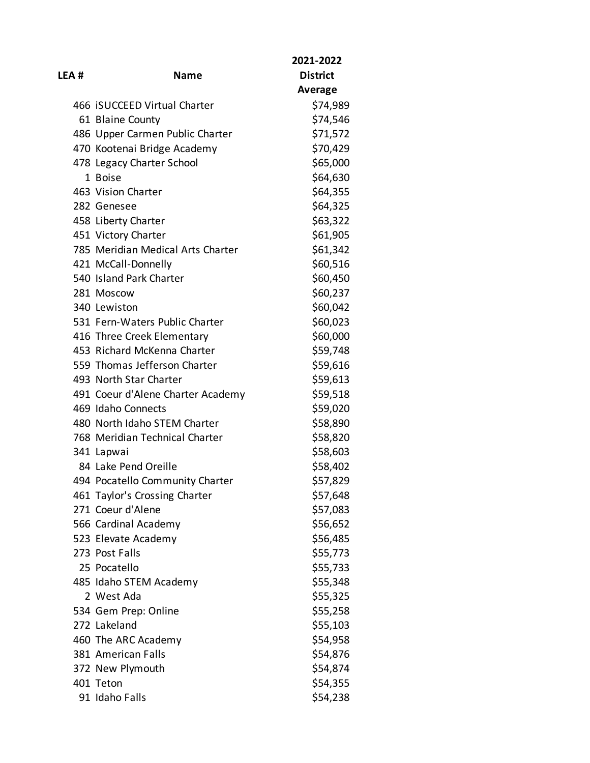| LEA # | Name | 2021-2022 District Average |
|---|---|---|
| 466 | iSUCCEED Virtual Charter | $74,989 |
| 61 | Blaine County | $74,546 |
| 486 | Upper Carmen Public Charter | $71,572 |
| 470 | Kootenai Bridge Academy | $70,429 |
| 478 | Legacy Charter School | $65,000 |
| 1 | Boise | $64,630 |
| 463 | Vision Charter | $64,355 |
| 282 | Genesee | $64,325 |
| 458 | Liberty Charter | $63,322 |
| 451 | Victory Charter | $61,905 |
| 785 | Meridian Medical Arts Charter | $61,342 |
| 421 | McCall-Donnelly | $60,516 |
| 540 | Island Park Charter | $60,450 |
| 281 | Moscow | $60,237 |
| 340 | Lewiston | $60,042 |
| 531 | Fern-Waters Public Charter | $60,023 |
| 416 | Three Creek Elementary | $60,000 |
| 453 | Richard McKenna Charter | $59,748 |
| 559 | Thomas Jefferson Charter | $59,616 |
| 493 | North Star Charter | $59,613 |
| 491 | Coeur d'Alene Charter Academy | $59,518 |
| 469 | Idaho Connects | $59,020 |
| 480 | North Idaho STEM Charter | $58,890 |
| 768 | Meridian Technical Charter | $58,820 |
| 341 | Lapwai | $58,603 |
| 84 | Lake Pend Oreille | $58,402 |
| 494 | Pocatello Community Charter | $57,829 |
| 461 | Taylor's Crossing Charter | $57,648 |
| 271 | Coeur d'Alene | $57,083 |
| 566 | Cardinal Academy | $56,652 |
| 523 | Elevate Academy | $56,485 |
| 273 | Post Falls | $55,773 |
| 25 | Pocatello | $55,733 |
| 485 | Idaho STEM Academy | $55,348 |
| 2 | West Ada | $55,325 |
| 534 | Gem Prep: Online | $55,258 |
| 272 | Lakeland | $55,103 |
| 460 | The ARC Academy | $54,958 |
| 381 | American Falls | $54,876 |
| 372 | New Plymouth | $54,874 |
| 401 | Teton | $54,355 |
| 91 | Idaho Falls | $54,238 |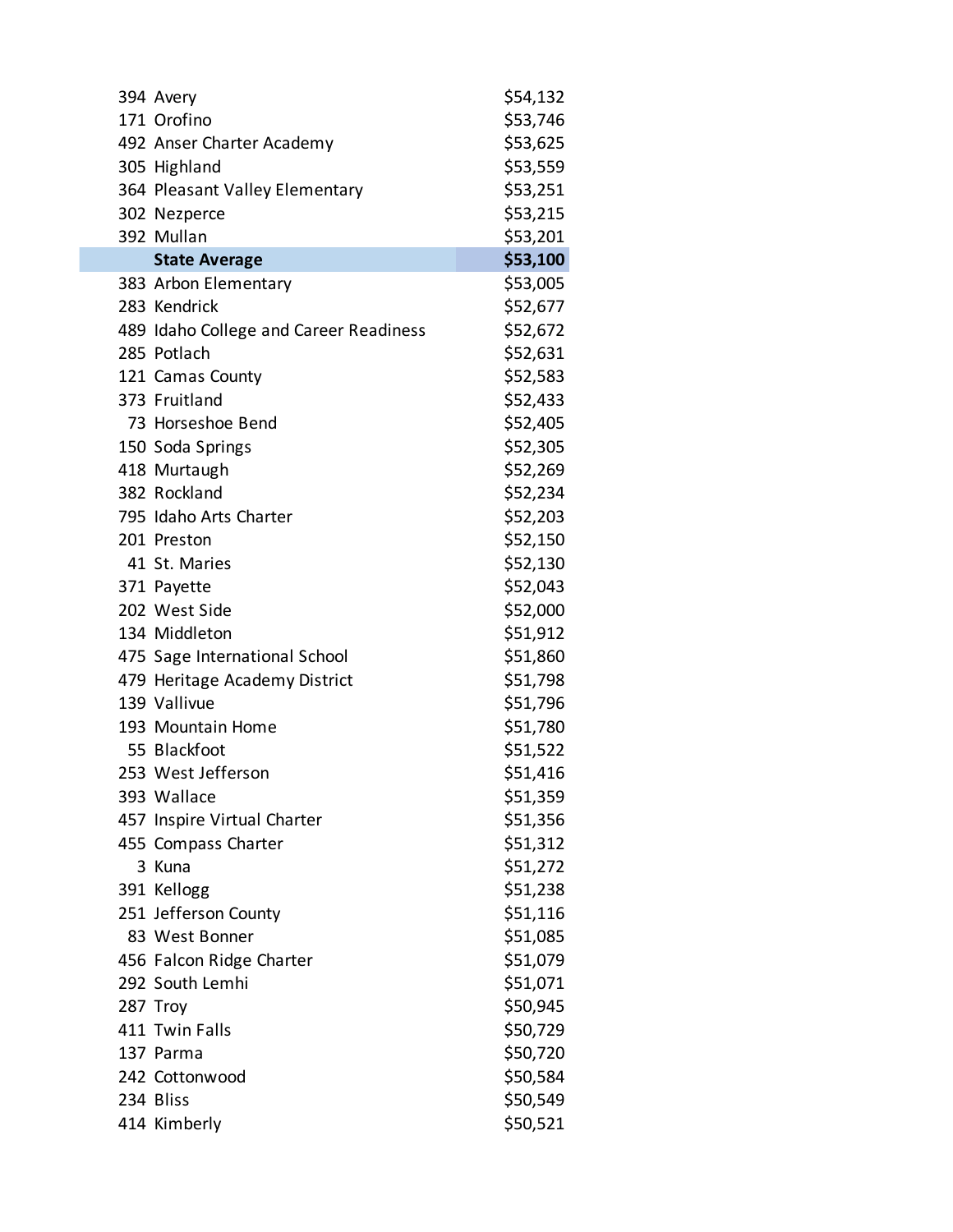| | | |
|---|---|---|
| 394 | Avery | $54,132 |
| 171 | Orofino | $53,746 |
| 492 | Anser Charter Academy | $53,625 |
| 305 | Highland | $53,559 |
| 364 | Pleasant Valley Elementary | $53,251 |
| 302 | Nezperce | $53,215 |
| 392 | Mullan | $53,201 |
| | **State Average** | **$53,100** |
| 383 | Arbon Elementary | $53,005 |
| 283 | Kendrick | $52,677 |
| 489 | Idaho College and Career Readiness | $52,672 |
| 285 | Potlach | $52,631 |
| 121 | Camas County | $52,583 |
| 373 | Fruitland | $52,433 |
| 73 | Horseshoe Bend | $52,405 |
| 150 | Soda Springs | $52,305 |
| 418 | Murtaugh | $52,269 |
| 382 | Rockland | $52,234 |
| 795 | Idaho Arts Charter | $52,203 |
| 201 | Preston | $52,150 |
| 41 | St. Maries | $52,130 |
| 371 | Payette | $52,043 |
| 202 | West Side | $52,000 |
| 134 | Middleton | $51,912 |
| 475 | Sage International School | $51,860 |
| 479 | Heritage Academy District | $51,798 |
| 139 | Vallivue | $51,796 |
| 193 | Mountain Home | $51,780 |
| 55 | Blackfoot | $51,522 |
| 253 | West Jefferson | $51,416 |
| 393 | Wallace | $51,359 |
| 457 | Inspire Virtual Charter | $51,356 |
| 455 | Compass Charter | $51,312 |
| 3 | Kuna | $51,272 |
| 391 | Kellogg | $51,238 |
| 251 | Jefferson County | $51,116 |
| 83 | West Bonner | $51,085 |
| 456 | Falcon Ridge Charter | $51,079 |
| 292 | South Lemhi | $51,071 |
| 287 | Troy | $50,945 |
| 411 | Twin Falls | $50,729 |
| 137 | Parma | $50,720 |
| 242 | Cottonwood | $50,584 |
| 234 | Bliss | $50,549 |
| 414 | Kimberly | $50,521 |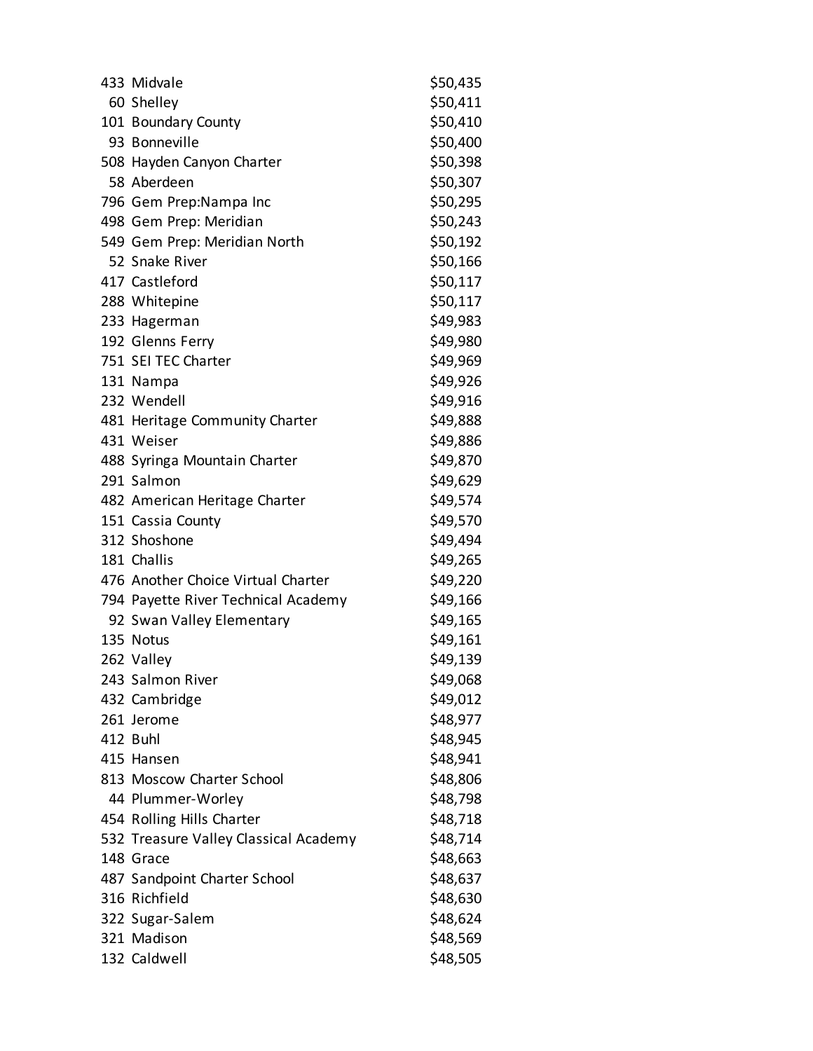| | | |
|---|---|---|
| 433 | Midvale | $50,435 |
| 60 | Shelley | $50,411 |
| 101 | Boundary County | $50,410 |
| 93 | Bonneville | $50,400 |
| 508 | Hayden Canyon Charter | $50,398 |
| 58 | Aberdeen | $50,307 |
| 796 | Gem Prep:Nampa Inc | $50,295 |
| 498 | Gem Prep: Meridian | $50,243 |
| 549 | Gem Prep: Meridian North | $50,192 |
| 52 | Snake River | $50,166 |
| 417 | Castleford | $50,117 |
| 288 | Whitepine | $50,117 |
| 233 | Hagerman | $49,983 |
| 192 | Glenns Ferry | $49,980 |
| 751 | SEI TEC Charter | $49,969 |
| 131 | Nampa | $49,926 |
| 232 | Wendell | $49,916 |
| 481 | Heritage Community Charter | $49,888 |
| 431 | Weiser | $49,886 |
| 488 | Syringa Mountain Charter | $49,870 |
| 291 | Salmon | $49,629 |
| 482 | American Heritage Charter | $49,574 |
| 151 | Cassia County | $49,570 |
| 312 | Shoshone | $49,494 |
| 181 | Challis | $49,265 |
| 476 | Another Choice Virtual Charter | $49,220 |
| 794 | Payette River Technical Academy | $49,166 |
| 92 | Swan Valley Elementary | $49,165 |
| 135 | Notus | $49,161 |
| 262 | Valley | $49,139 |
| 243 | Salmon River | $49,068 |
| 432 | Cambridge | $49,012 |
| 261 | Jerome | $48,977 |
| 412 | Buhl | $48,945 |
| 415 | Hansen | $48,941 |
| 813 | Moscow Charter School | $48,806 |
| 44 | Plummer-Worley | $48,798 |
| 454 | Rolling Hills Charter | $48,718 |
| 532 | Treasure Valley Classical Academy | $48,714 |
| 148 | Grace | $48,663 |
| 487 | Sandpoint Charter School | $48,637 |
| 316 | Richfield | $48,630 |
| 322 | Sugar-Salem | $48,624 |
| 321 | Madison | $48,569 |
| 132 | Caldwell | $48,505 |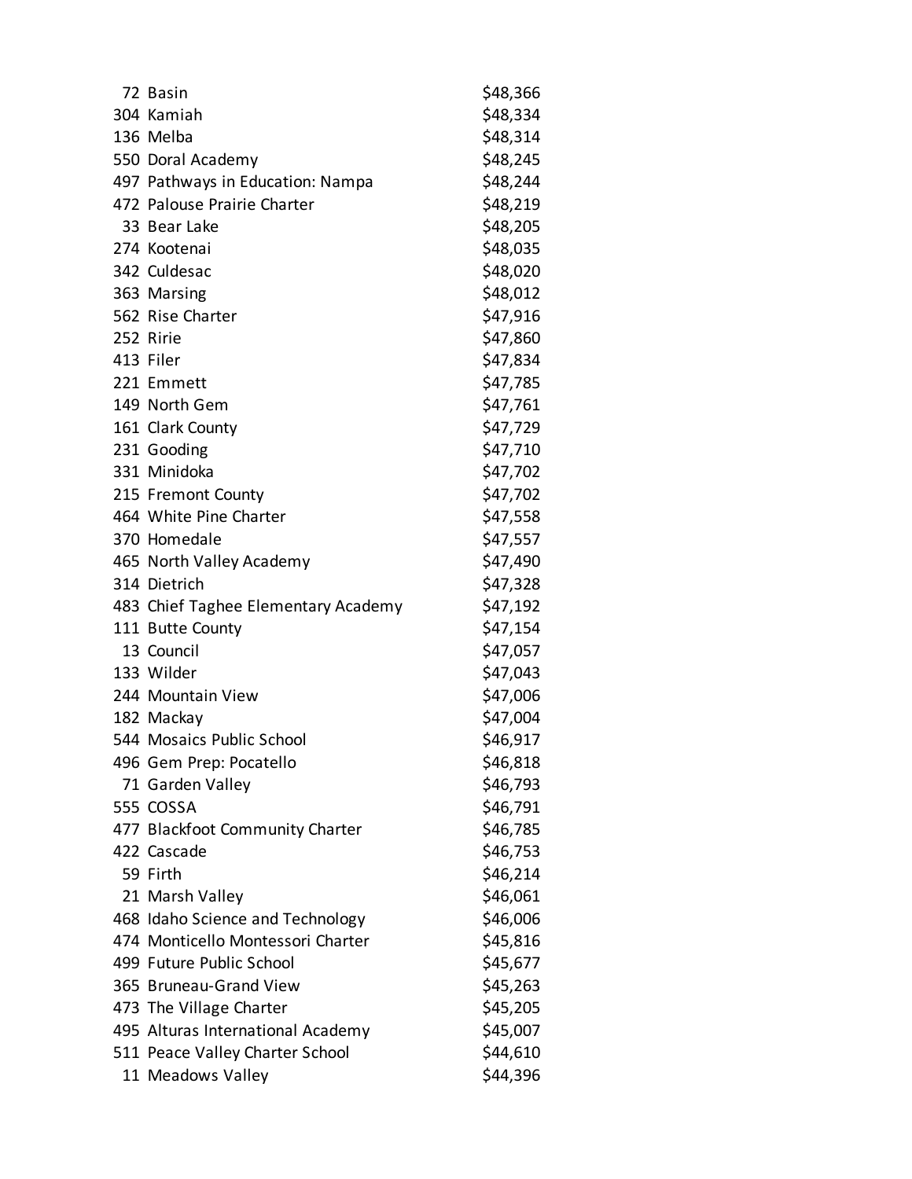| | | |
|---|---|---|
| 72 | Basin | $48,366 |
| 304 | Kamiah | $48,334 |
| 136 | Melba | $48,314 |
| 550 | Doral Academy | $48,245 |
| 497 | Pathways in Education: Nampa | $48,244 |
| 472 | Palouse Prairie Charter | $48,219 |
| 33 | Bear Lake | $48,205 |
| 274 | Kootenai | $48,035 |
| 342 | Culdesac | $48,020 |
| 363 | Marsing | $48,012 |
| 562 | Rise Charter | $47,916 |
| 252 | Ririe | $47,860 |
| 413 | Filer | $47,834 |
| 221 | Emmett | $47,785 |
| 149 | North Gem | $47,761 |
| 161 | Clark County | $47,729 |
| 231 | Gooding | $47,710 |
| 331 | Minidoka | $47,702 |
| 215 | Fremont County | $47,702 |
| 464 | White Pine Charter | $47,558 |
| 370 | Homedale | $47,557 |
| 465 | North Valley Academy | $47,490 |
| 314 | Dietrich | $47,328 |
| 483 | Chief Taghee Elementary Academy | $47,192 |
| 111 | Butte County | $47,154 |
| 13 | Council | $47,057 |
| 133 | Wilder | $47,043 |
| 244 | Mountain View | $47,006 |
| 182 | Mackay | $47,004 |
| 544 | Mosaics Public School | $46,917 |
| 496 | Gem Prep: Pocatello | $46,818 |
| 71 | Garden Valley | $46,793 |
| 555 | COSSA | $46,791 |
| 477 | Blackfoot Community Charter | $46,785 |
| 422 | Cascade | $46,753 |
| 59 | Firth | $46,214 |
| 21 | Marsh Valley | $46,061 |
| 468 | Idaho Science and Technology | $46,006 |
| 474 | Monticello Montessori Charter | $45,816 |
| 499 | Future Public School | $45,677 |
| 365 | Bruneau-Grand View | $45,263 |
| 473 | The Village Charter | $45,205 |
| 495 | Alturas International Academy | $45,007 |
| 511 | Peace Valley Charter School | $44,610 |
| 11 | Meadows Valley | $44,396 |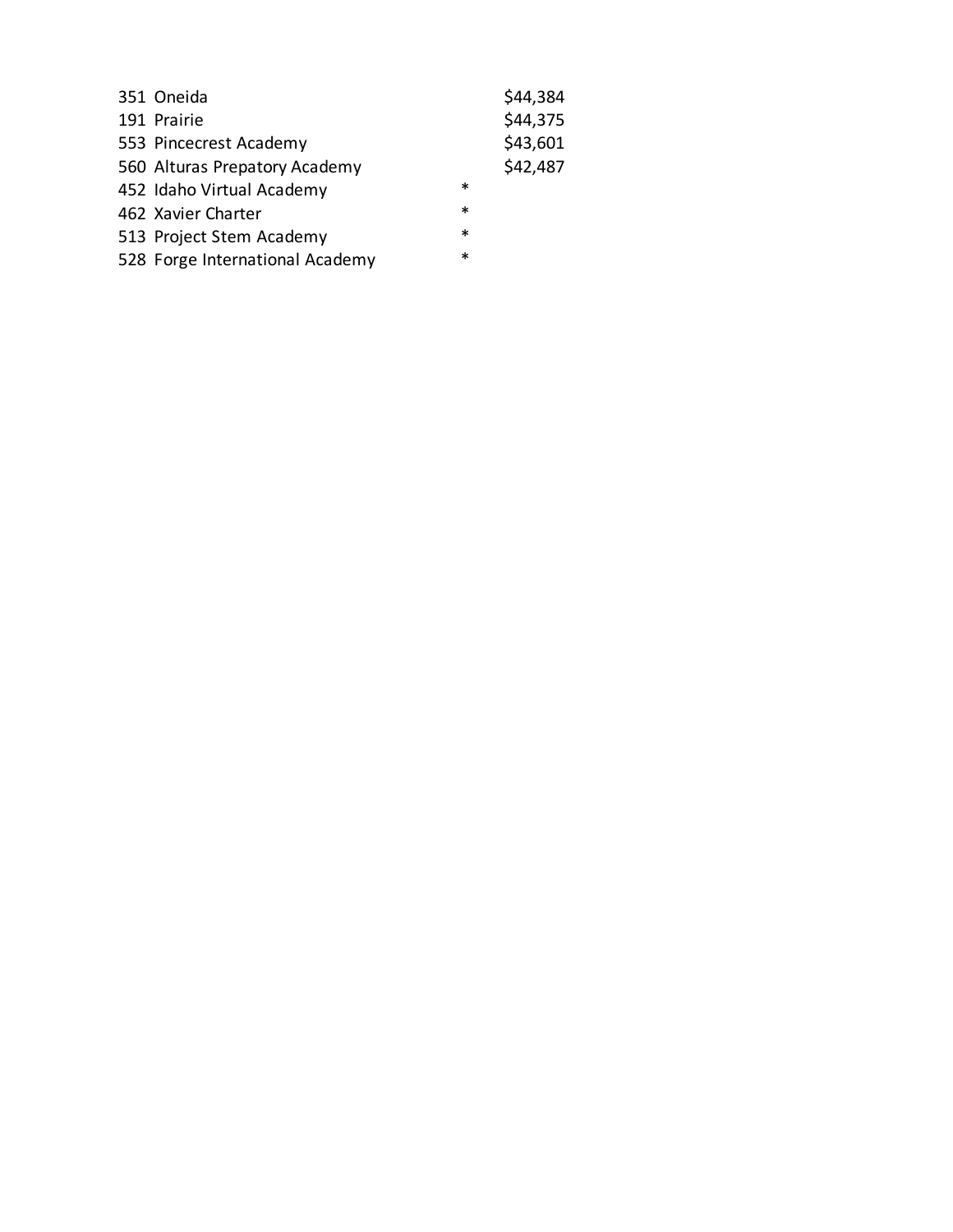| | | | |
|---|---|---|---|
| 351 | Oneida | | $44,384 |
| 191 | Prairie | | $44,375 |
| 553 | Pincecrest Academy | | $43,601 |
| 560 | Alturas Prepatory Academy | | $42,487 |
| 452 | Idaho Virtual Academy | * | |
| 462 | Xavier Charter | * | |
| 513 | Project Stem Academy | * | |
| 528 | Forge International Academy | * | |